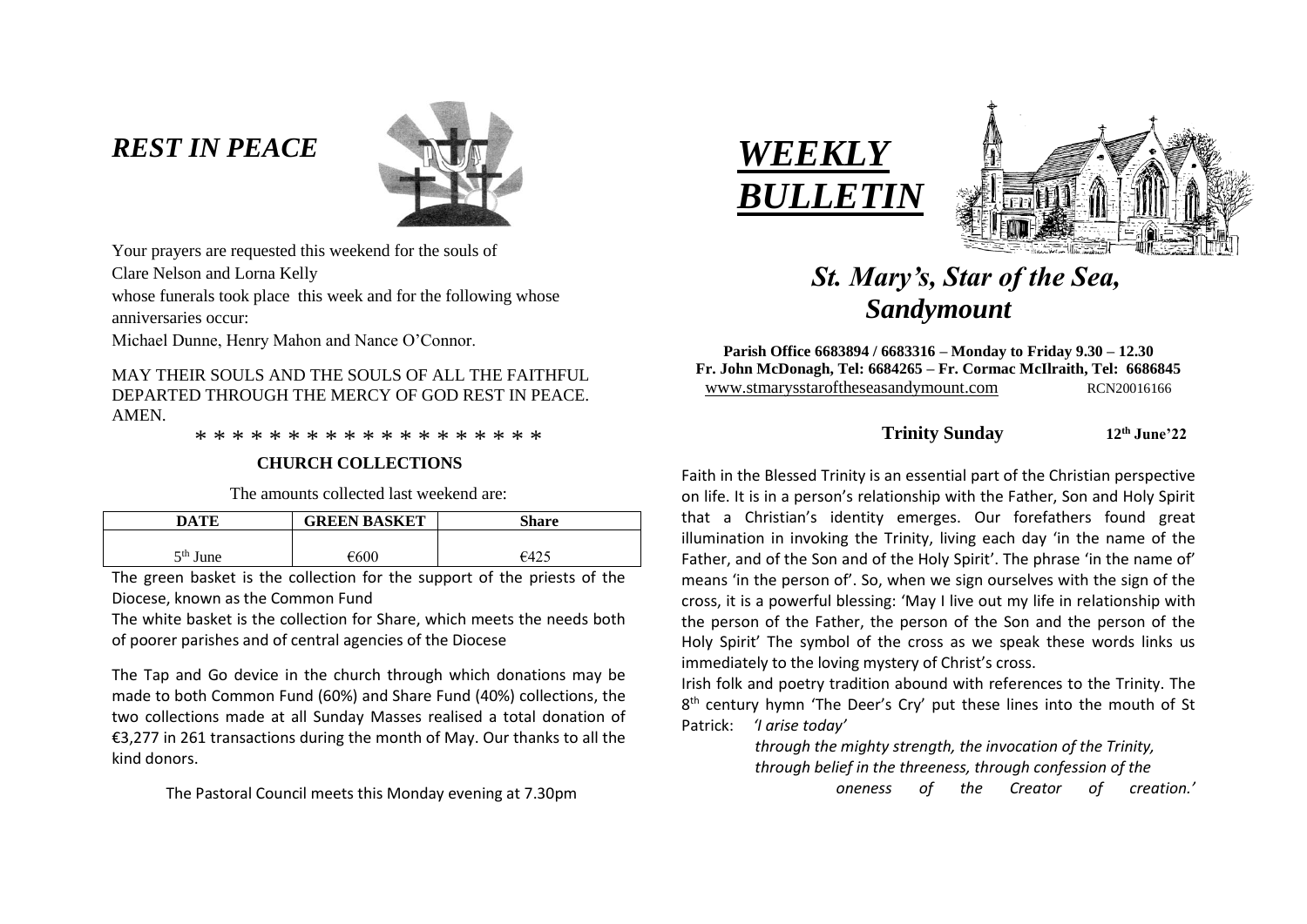## *REST IN PEACE*

Your prayers are requested this weekend for the souls of

Clare Nelson and Lorna Kelly

whose funerals took place this week and for the following whose anniversaries occur:

Michael Dunne, Henry Mahon and Nance O'Connor.

MAY THEIR SOULS AND THE SOULS OF ALL THE FAITHFUL DEPARTED THROUGH THE MERCY OF GOD REST IN PEACE. AMEN.

\* \* \* \* \* \* \* \* \* \* \* \* \* \* \* \* \* \* \*

### CHURCH COLLECTIONS

The amounts collected last weekend are:

| DATE | GREEN BASKET | Share |
|---|---|---|
| 5th June | €600 | €425 |

The green basket is the collection for the support of the priests of the Diocese, known as the Common Fund

The white basket is the collection for Share, which meets the needs both of poorer parishes and of central agencies of the Diocese

The Tap and Go device in the church through which donations may be made to both Common Fund (60%) and Share Fund (40%) collections, the two collections made at all Sunday Masses realised a total donation of €3,277 in 261 transactions during the month of May. Our thanks to all the kind donors.

The Pastoral Council meets this Monday evening at 7.30pm

# *WEEKLY BULLETIN*

## *St. Mary's, Star of the Sea, Sandymount*

**Parish Office 6683894 / 6683316 – Monday to Friday 9.30 – 12.30**
**Fr. John McDonagh, Tel: 6684265 – Fr. Cormac McIlraith, Tel: 6686845**
www.stmarysstaroftheseasandymount.com RCN20016166

**Trinity Sunday** **12th June'22**

Faith in the Blessed Trinity is an essential part of the Christian perspective on life. It is in a person's relationship with the Father, Son and Holy Spirit that a Christian's identity emerges. Our forefathers found great illumination in invoking the Trinity, living each day 'in the name of the Father, and of the Son and of the Holy Spirit'. The phrase 'in the name of' means 'in the person of'. So, when we sign ourselves with the sign of the cross, it is a powerful blessing: 'May I live out my life in relationship with the person of the Father, the person of the Son and the person of the Holy Spirit' The symbol of the cross as we speak these words links us immediately to the loving mystery of Christ's cross.

Irish folk and poetry tradition abound with references to the Trinity. The 8th century hymn 'The Deer's Cry' put these lines into the mouth of St Patrick: *'I arise today'*

*through the mighty strength, the invocation of the Trinity,*
*through belief in the threeness, through confession of the*
*oneness of the Creator of creation.'*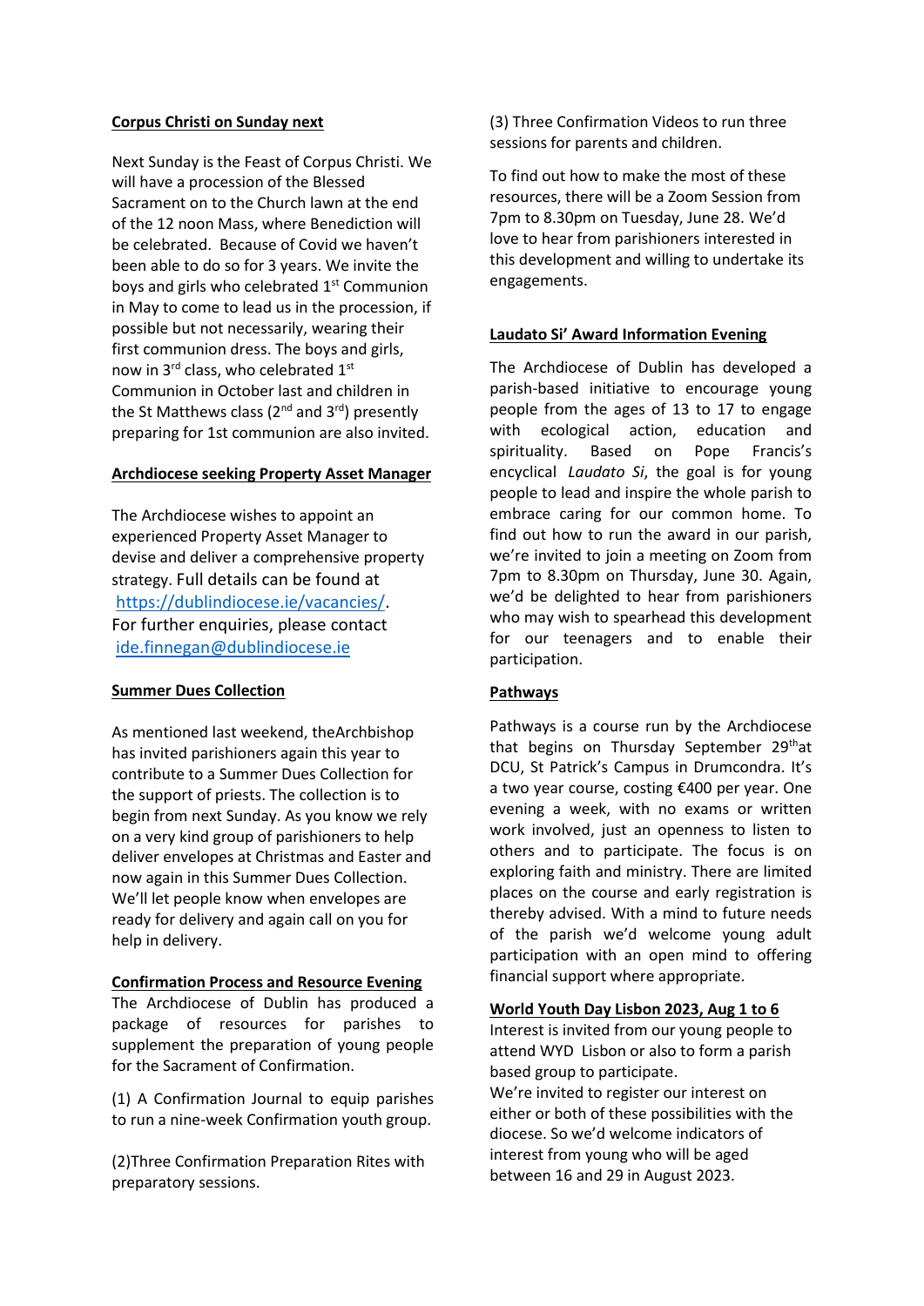## Corpus Christi on Sunday next

Next Sunday is the Feast of Corpus Christi. We will have a procession of the Blessed Sacrament on to the Church lawn at the end of the 12 noon Mass, where Benediction will be celebrated. Because of Covid we haven't been able to do so for 3 years. We invite the boys and girls who celebrated 1st Communion in May to come to lead us in the procession, if possible but not necessarily, wearing their first communion dress. The boys and girls, now in 3rd class, who celebrated 1st Communion in October last and children in the St Matthews class (2nd and 3rd) presently preparing for 1st communion are also invited.

## Archdiocese seeking Property Asset Manager

The Archdiocese wishes to appoint an experienced Property Asset Manager to devise and deliver a comprehensive property strategy. Full details can be found at https://dublindiocese.ie/vacancies/. For further enquiries, please contact ide.finnegan@dublindiocese.ie

## Summer Dues Collection

As mentioned last weekend, theArchbishop has invited parishioners again this year to contribute to a Summer Dues Collection for the support of priests. The collection is to begin from next Sunday. As you know we rely on a very kind group of parishioners to help deliver envelopes at Christmas and Easter and now again in this Summer Dues Collection. We'll let people know when envelopes are ready for delivery and again call on you for help in delivery.

## Confirmation Process and Resource Evening

The Archdiocese of Dublin has produced a package of resources for parishes to supplement the preparation of young people for the Sacrament of Confirmation.

(1) A Confirmation Journal to equip parishes to run a nine-week Confirmation youth group.

(2)Three Confirmation Preparation Rites with preparatory sessions.

(3) Three Confirmation Videos to run three sessions for parents and children.

To find out how to make the most of these resources, there will be a Zoom Session from 7pm to 8.30pm on Tuesday, June 28. We'd love to hear from parishioners interested in this development and willing to undertake its engagements.

## Laudato Si' Award Information Evening

The Archdiocese of Dublin has developed a parish-based initiative to encourage young people from the ages of 13 to 17 to engage with ecological action, education and spirituality. Based on Pope Francis's encyclical *Laudato Si*, the goal is for young people to lead and inspire the whole parish to embrace caring for our common home. To find out how to run the award in our parish, we're invited to join a meeting on Zoom from 7pm to 8.30pm on Thursday, June 30. Again, we'd be delighted to hear from parishioners who may wish to spearhead this development for our teenagers and to enable their participation.

## Pathways

Pathways is a course run by the Archdiocese that begins on Thursday September 29th at DCU, St Patrick's Campus in Drumcondra. It's a two year course, costing €400 per year. One evening a week, with no exams or written work involved, just an openness to listen to others and to participate. The focus is on exploring faith and ministry. There are limited places on the course and early registration is thereby advised. With a mind to future needs of the parish we'd welcome young adult participation with an open mind to offering financial support where appropriate.

## World Youth Day Lisbon 2023, Aug 1 to 6

Interest is invited from our young people to attend WYD Lisbon or also to form a parish based group to participate.

We're invited to register our interest on either or both of these possibilities with the diocese. So we'd welcome indicators of interest from young who will be aged between 16 and 29 in August 2023.